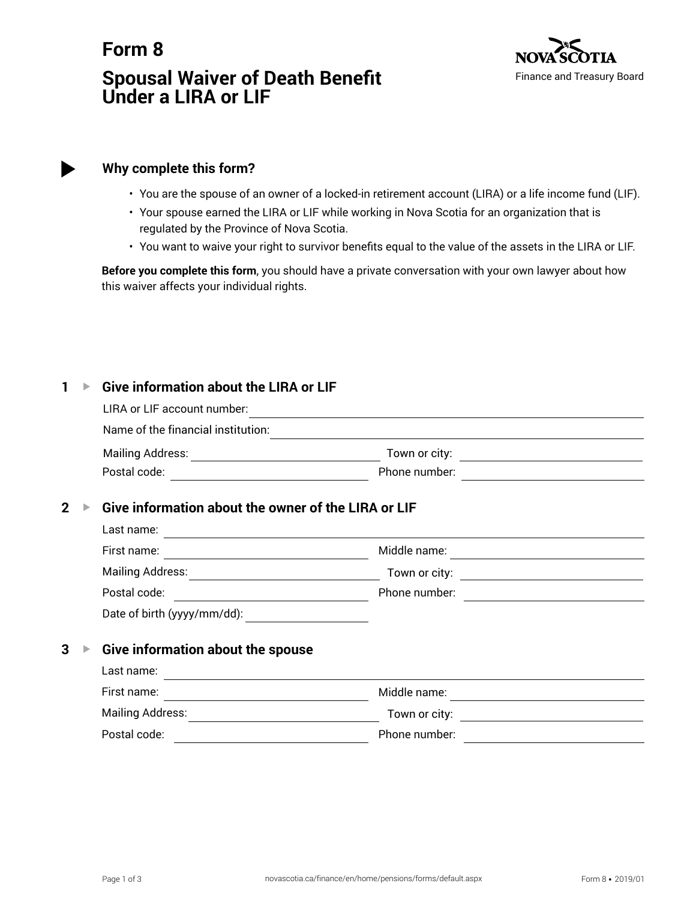# Form 8

# Spousal Waiver of Death Benefit Under a LIRA or LIF

Nova Scotia
Finance and Treasury Board

## Why complete this form?

- You are the spouse of an owner of a locked-in retirement account (LIRA) or a life income fund (LIF).
- Your spouse earned the LIRA or LIF while working in Nova Scotia for an organization that is regulated by the Province of Nova Scotia.
- You want to waive your right to survivor benefits equal to the value of the assets in the LIRA or LIF.

**Before you complete this form**, you should have a private conversation with your own lawyer about how this waiver affects your individual rights.

## 1 Give information about the LIRA or LIF

LIRA or LIF account number: ______________________

Name of the financial institution: ______________________

Mailing Address: ______________________ Town or city: ______________________

Postal code: ______________________ Phone number: ______________________

## 2 Give information about the owner of the LIRA or LIF

Last name: ______________________

First name: ______________________ Middle name: ______________________

Mailing Address: ______________________ Town or city: ______________________

Postal code: ______________________ Phone number: ______________________

Date of birth (yyyy/mm/dd): ______________________

## 3 Give information about the spouse

Last name: ______________________

First name: ______________________ Middle name: ______________________

Mailing Address: ______________________ Town or city: ______________________

Postal code: ______________________ Phone number: ______________________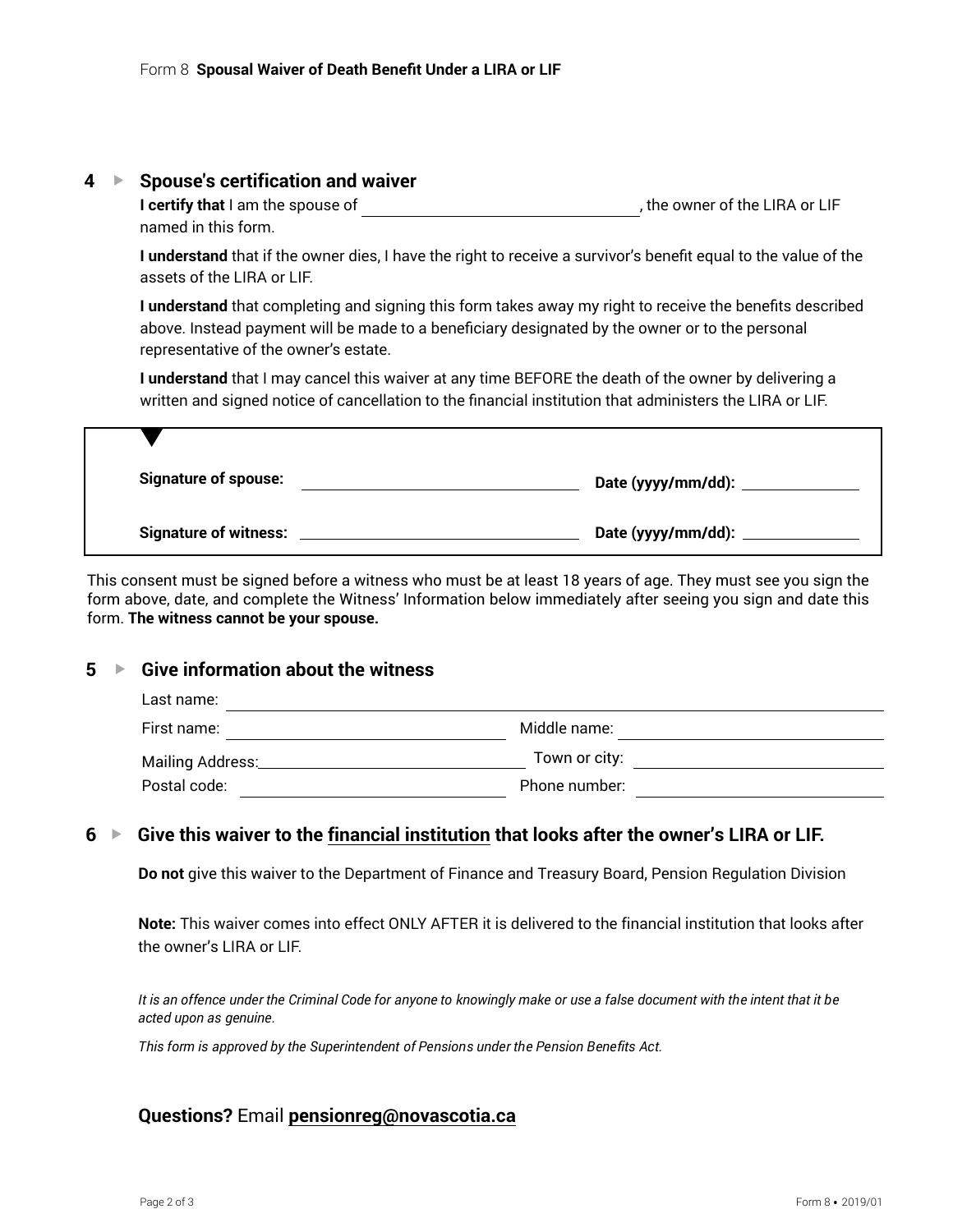## 4 ▸ Spouse's certification and waiver

**I certify that** I am the spouse of \_\_\_\_\_\_\_\_\_\_\_\_\_\_\_\_\_\_\_\_\_\_\_\_\_\_\_\_\_\_, the owner of the LIRA or LIF named in this form.

**I understand** that if the owner dies, I have the right to receive a survivor's benefit equal to the value of the assets of the LIRA or LIF.

**I understand** that completing and signing this form takes away my right to receive the benefits described above. Instead payment will be made to a beneficiary designated by the owner or to the personal representative of the owner's estate.

**I understand** that I may cancel this waiver at any time BEFORE the death of the owner by delivering a written and signed notice of cancellation to the financial institution that administers the LIRA or LIF.

**Signature of spouse:** \_\_\_\_\_\_\_\_\_\_\_\_\_\_\_\_\_\_\_\_\_\_\_\_\_\_\_\_\_\_ **Date (yyyy/mm/dd):** \_\_\_\_\_\_\_\_\_\_\_\_

**Signature of witness:** \_\_\_\_\_\_\_\_\_\_\_\_\_\_\_\_\_\_\_\_\_\_\_\_\_\_\_\_\_\_ **Date (yyyy/mm/dd):** \_\_\_\_\_\_\_\_\_\_\_\_

This consent must be signed before a witness who must be at least 18 years of age. They must see you sign the form above, date, and complete the Witness' Information below immediately after seeing you sign and date this form. **The witness cannot be your spouse.**

## 5 ▸ Give information about the witness

Last name: \_\_\_\_\_\_\_\_\_\_\_\_\_\_\_\_\_\_\_\_\_\_\_\_\_\_\_\_\_\_

First name: \_\_\_\_\_\_\_\_\_\_\_\_\_\_\_\_\_\_\_\_ Middle name: \_\_\_\_\_\_\_\_\_\_\_\_\_\_\_\_\_\_\_\_

Mailing Address: \_\_\_\_\_\_\_\_\_\_\_\_\_\_\_\_\_\_\_\_ Town or city: \_\_\_\_\_\_\_\_\_\_\_\_\_\_\_\_\_\_\_\_

Postal code: \_\_\_\_\_\_\_\_\_\_\_\_\_\_\_\_\_\_\_\_ Phone number: \_\_\_\_\_\_\_\_\_\_\_\_\_\_\_\_\_\_\_\_

## 6 ▸ Give this waiver to the financial institution that looks after the owner's LIRA or LIF.

**Do not** give this waiver to the Department of Finance and Treasury Board, Pension Regulation Division

**Note:** This waiver comes into effect ONLY AFTER it is delivered to the financial institution that looks after the owner's LIRA or LIF.

*It is an offence under the Criminal Code for anyone to knowingly make or use a false document with the intent that it be acted upon as genuine.*

*This form is approved by the Superintendent of Pensions under the Pension Benefits Act.*

**Questions?** Email **pensionreg@novascotia.ca**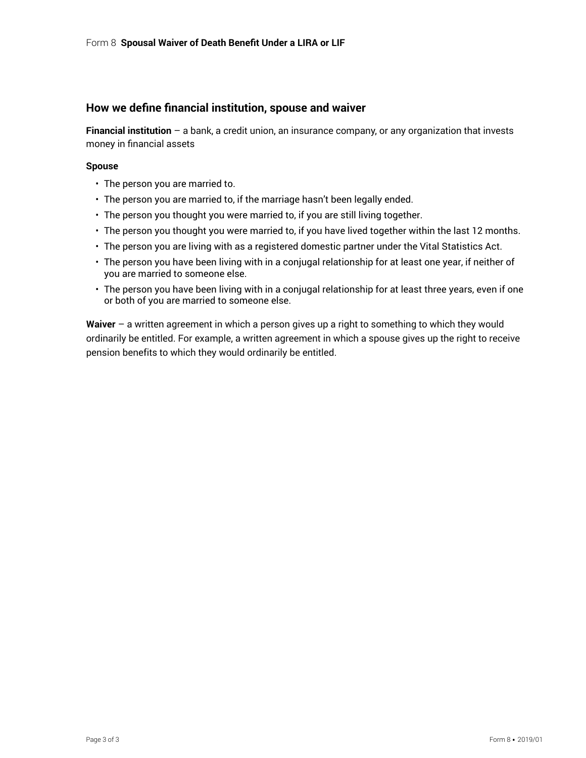## How we define financial institution, spouse and waiver

**Financial institution** – a bank, a credit union, an insurance company, or any organization that invests money in financial assets

**Spouse**

- The person you are married to.
- The person you are married to, if the marriage hasn't been legally ended.
- The person you thought you were married to, if you are still living together.
- The person you thought you were married to, if you have lived together within the last 12 months.
- The person you are living with as a registered domestic partner under the Vital Statistics Act.
- The person you have been living with in a conjugal relationship for at least one year, if neither of you are married to someone else.
- The person you have been living with in a conjugal relationship for at least three years, even if one or both of you are married to someone else.

**Waiver** – a written agreement in which a person gives up a right to something to which they would ordinarily be entitled. For example, a written agreement in which a spouse gives up the right to receive pension benefits to which they would ordinarily be entitled.